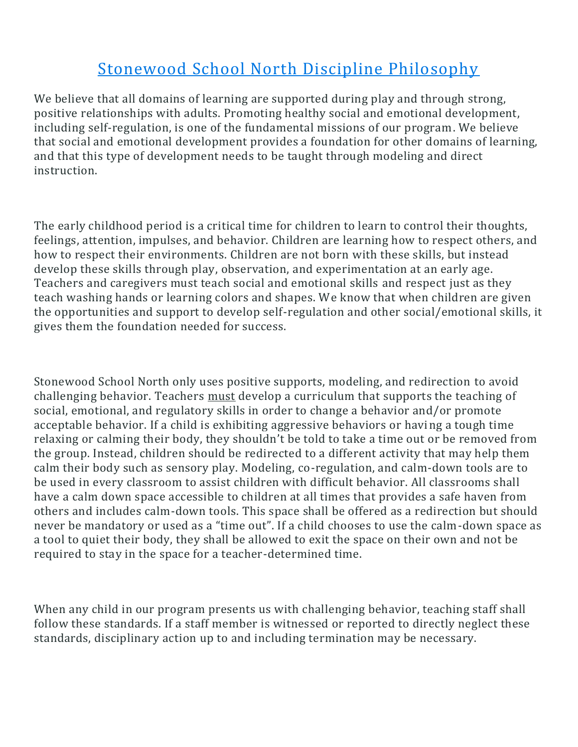# Stonewood School North Discipline Philosophy

We believe that all domains of learning are supported during play and through strong, positive relationships with adults. Promoting healthy social and emotional development, including self-regulation, is one of the fundamental missions of our program. We believe that social and emotional development provides a foundation for other domains of learning, and that this type of development needs to be taught through modeling and direct instruction.

The early childhood period is a critical time for children to learn to control their thoughts, feelings, attention, impulses, and behavior. Children are learning how to respect others, and how to respect their environments. Children are not born with these skills, but instead develop these skills through play, observation, and experimentation at an early age. Teachers and caregivers must teach social and emotional skills and respect just as they teach washing hands or learning colors and shapes. We know that when children are given the opportunities and support to develop self-regulation and other social/emotional skills, it gives them the foundation needed for success.

Stonewood School North only uses positive supports, modeling, and redirection to avoid challenging behavior. Teachers <u>must</u> develop a curriculum that supports the teaching of social, emotional, and regulatory skills in order to change a behavior and/or promote acceptable behavior. If a child is exhibiting aggressive behaviors or having a tough time relaxing or calming their body, they shouldn't be told to take a time out or be removed from the group. Instead, children should be redirected to a different activity that may help them calm their body such as sensory play. Modeling, co-regulation, and calm-down tools are to be used in every classroom to assist children with difficult behavior. All classrooms shall have a calm down space accessible to children at all times that provides a safe haven from others and includes calm-down tools. This space shall be offered as a redirection but should never be mandatory or used as a "time out". If a child chooses to use the calm-down space as a tool to quiet their body, they shall be allowed to exit the space on their own and not be required to stay in the space for a teacher-determined time.

When any child in our program presents us with challenging behavior, teaching staff shall follow these standards. If a staff member is witnessed or reported to directly neglect these standards, disciplinary action up to and including termination may be necessary.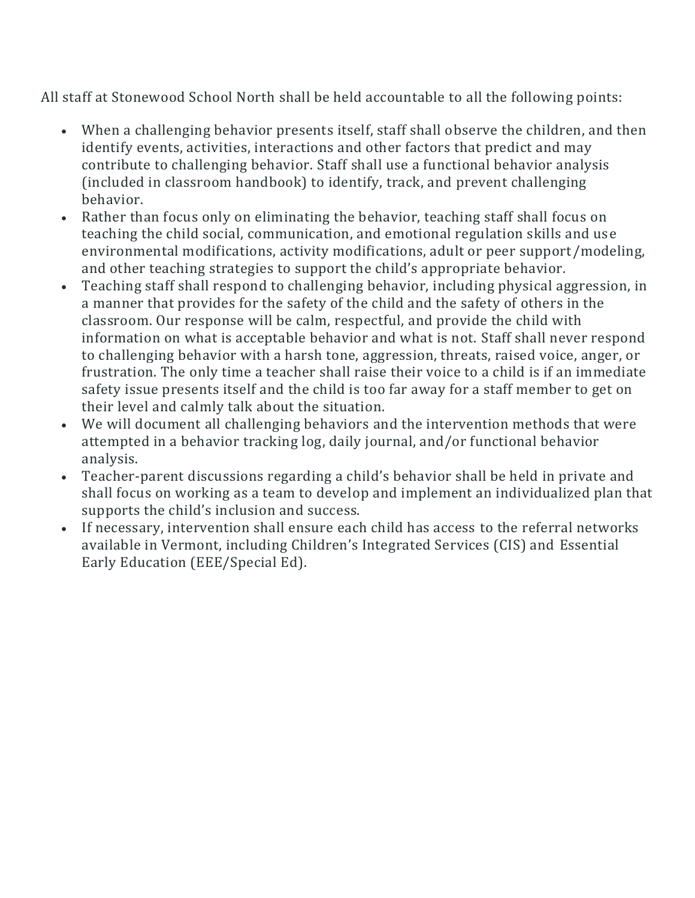All staff at Stonewood School North shall be held accountable to all the following points:

- When a challenging behavior presents itself, staff shall observe the children, and then identify events, activities, interactions and other factors that predict and may contribute to challenging behavior. Staff shall use a functional behavior analysis (included in classroom handbook) to identify, track, and prevent challenging behavior.
- Rather than focus only on eliminating the behavior, teaching staff shall focus on teaching the child social, communication, and emotional regulation skills and use environmental modifications, activity modifications, adult or peer support/modeling, and other teaching strategies to support the child's appropriate behavior.
- Teaching staff shall respond to challenging behavior, including physical aggression, in a manner that provides for the safety of the child and the safety of others in the classroom. Our response will be calm, respectful, and provide the child with information on what is acceptable behavior and what is not. Staff shall never respond to challenging behavior with a harsh tone, aggression, threats, raised voice, anger, or frustration. The only time a teacher shall raise their voice to a child is if an immediate safety issue presents itself and the child is too far away for a staff member to get on their level and calmly talk about the situation.
- We will document all challenging behaviors and the intervention methods that were attempted in a behavior tracking log, daily journal, and/or functional behavior analysis.
- Teacher-parent discussions regarding a child's behavior shall be held in private and shall focus on working as a team to develop and implement an individualized plan that supports the child's inclusion and success.
- If necessary, intervention shall ensure each child has access to the referral networks available in Vermont, including Children's Integrated Services (CIS) and Essential Early Education (EEE/Special Ed).